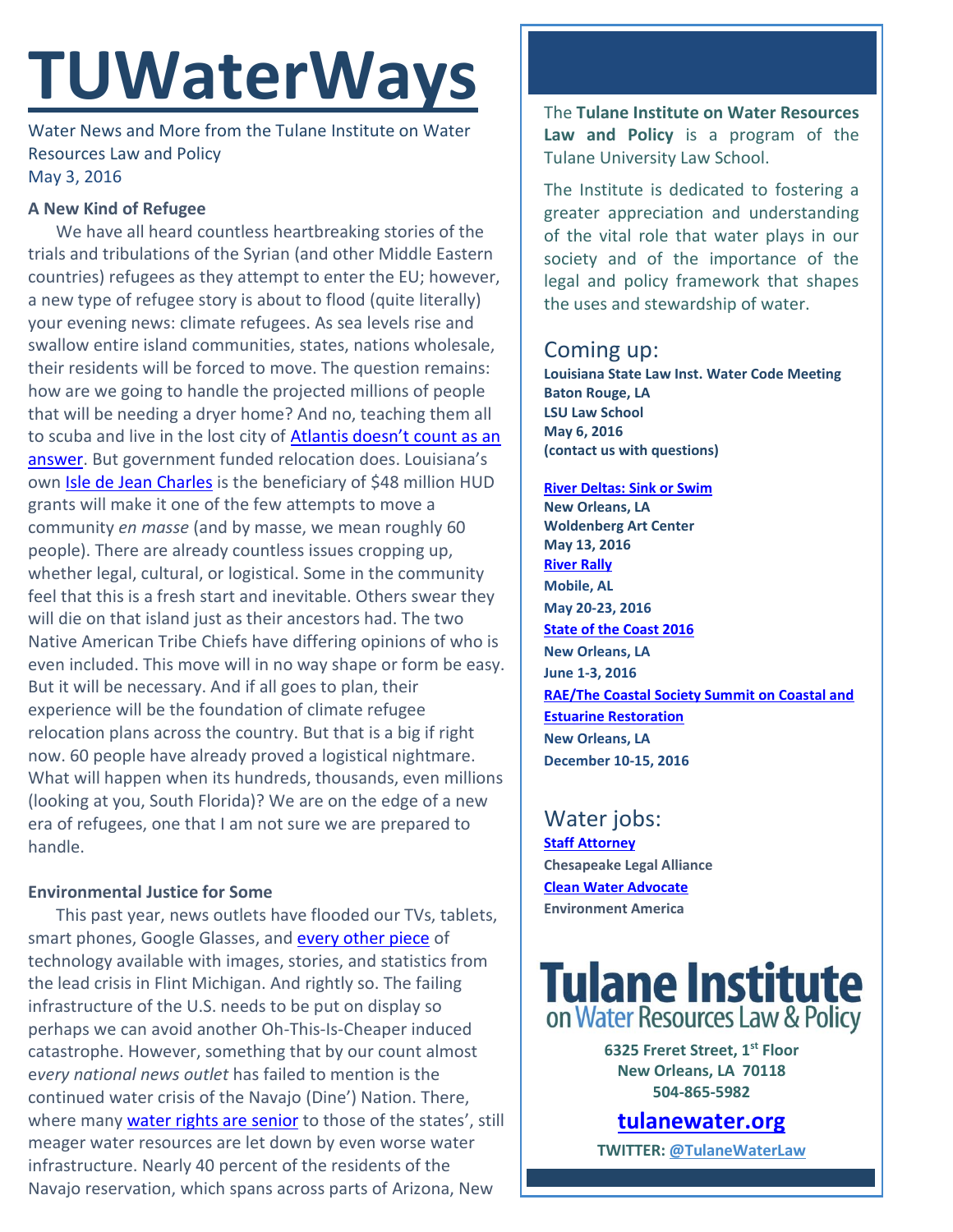# TUWaterWays

Water News and More from the Tulane Institute on Water Resources Law and Policy
May 3, 2016

### A New Kind of Refugee

We have all heard countless heartbreaking stories of the trials and tribulations of the Syrian (and other Middle Eastern countries) refugees as they attempt to enter the EU; however, a new type of refugee story is about to flood (quite literally) your evening news: climate refugees. As sea levels rise and swallow entire island communities, states, nations wholesale, their residents will be forced to move. The question remains: how are we going to handle the projected millions of people that will be needing a dryer home? And no, teaching them all to scuba and live in the lost city of Atlantis doesn't count as an answer. But government funded relocation does. Louisiana's own Isle de Jean Charles is the beneficiary of $48 million HUD grants will make it one of the few attempts to move a community *en masse* (and by masse, we mean roughly 60 people). There are already countless issues cropping up, whether legal, cultural, or logistical. Some in the community feel that this is a fresh start and inevitable. Others swear they will die on that island just as their ancestors had. The two Native American Tribe Chiefs have differing opinions of who is even included. This move will in no way shape or form be easy. But it will be necessary. And if all goes to plan, their experience will be the foundation of climate refugee relocation plans across the country. But that is a big if right now. 60 people have already proved a logistical nightmare. What will happen when its hundreds, thousands, even millions (looking at you, South Florida)? We are on the edge of a new era of refugees, one that I am not sure we are prepared to handle.

### Environmental Justice for Some

This past year, news outlets have flooded our TVs, tablets, smart phones, Google Glasses, and every other piece of technology available with images, stories, and statistics from the lead crisis in Flint Michigan. And rightly so. The failing infrastructure of the U.S. needs to be put on display so perhaps we can avoid another Oh-This-Is-Cheaper induced catastrophe. However, something that by our count almost e*very national news outlet* has failed to mention is the continued water crisis of the Navajo (Dine') Nation. There, where many water rights are senior to those of the states', still meager water resources are let down by even worse water infrastructure. Nearly 40 percent of the residents of the Navajo reservation, which spans across parts of Arizona, New

---

The **Tulane Institute on Water Resources Law and Policy** is a program of the Tulane University Law School.

The Institute is dedicated to fostering a greater appreciation and understanding of the vital role that water plays in our society and of the importance of the legal and policy framework that shapes the uses and stewardship of water.

## Coming up:

**Louisiana State Law Inst. Water Code Meeting**
**Baton Rouge, LA**
**LSU Law School**
**May 6, 2016**
**(contact us with questions)**

**River Deltas: Sink or Swim**
**New Orleans, LA**
**Woldenberg Art Center**
**May 13, 2016**

**River Rally**
**Mobile, AL**
**May 20-23, 2016**

**State of the Coast 2016**
**New Orleans, LA**
**June 1-3, 2016**

**RAE/The Coastal Society Summit on Coastal and Estuarine Restoration**
**New Orleans, LA**
**December 10-15, 2016**

## Water jobs:

**Staff Attorney**
**Chesapeake Legal Alliance**

**Clean Water Advocate**
**Environment America**

**Tulane Institute on Water Resources Law & Policy**

**6325 Freret Street, 1st Floor**
**New Orleans, LA 70118**
**504-865-5982**

**tulanewater.org**

**TWITTER: @TulaneWaterLaw**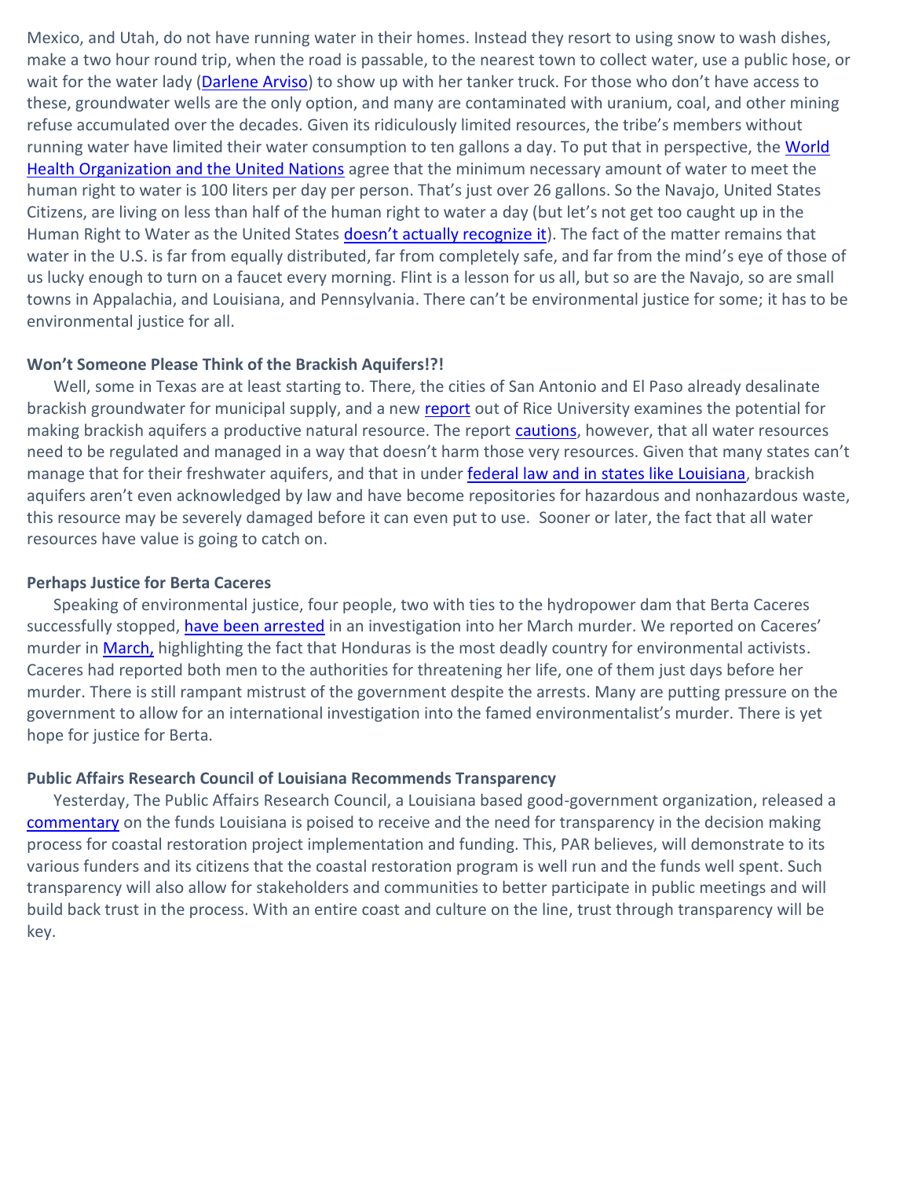Mexico, and Utah, do not have running water in their homes. Instead they resort to using snow to wash dishes, make a two hour round trip, when the road is passable, to the nearest town to collect water, use a public hose, or wait for the water lady (Darlene Arviso) to show up with her tanker truck. For those who don't have access to these, groundwater wells are the only option, and many are contaminated with uranium, coal, and other mining refuse accumulated over the decades. Given its ridiculously limited resources, the tribe's members without running water have limited their water consumption to ten gallons a day. To put that in perspective, the World Health Organization and the United Nations agree that the minimum necessary amount of water to meet the human right to water is 100 liters per day per person. That's just over 26 gallons. So the Navajo, United States Citizens, are living on less than half of the human right to water a day (but let's not get too caught up in the Human Right to Water as the United States doesn't actually recognize it). The fact of the matter remains that water in the U.S. is far from equally distributed, far from completely safe, and far from the mind's eye of those of us lucky enough to turn on a faucet every morning. Flint is a lesson for us all, but so are the Navajo, so are small towns in Appalachia, and Louisiana, and Pennsylvania. There can't be environmental justice for some; it has to be environmental justice for all.

**Won't Someone Please Think of the Brackish Aquifers!?!**

Well, some in Texas are at least starting to. There, the cities of San Antonio and El Paso already desalinate brackish groundwater for municipal supply, and a new report out of Rice University examines the potential for making brackish aquifers a productive natural resource. The report cautions, however, that all water resources need to be regulated and managed in a way that doesn't harm those very resources. Given that many states can't manage that for their freshwater aquifers, and that in under federal law and in states like Louisiana, brackish aquifers aren't even acknowledged by law and have become repositories for hazardous and nonhazardous waste, this resource may be severely damaged before it can even put to use. Sooner or later, the fact that all water resources have value is going to catch on.

**Perhaps Justice for Berta Caceres**

Speaking of environmental justice, four people, two with ties to the hydropower dam that Berta Caceres successfully stopped, have been arrested in an investigation into her March murder. We reported on Caceres' murder in March, highlighting the fact that Honduras is the most deadly country for environmental activists. Caceres had reported both men to the authorities for threatening her life, one of them just days before her murder. There is still rampant mistrust of the government despite the arrests. Many are putting pressure on the government to allow for an international investigation into the famed environmentalist's murder. There is yet hope for justice for Berta.

**Public Affairs Research Council of Louisiana Recommends Transparency**

Yesterday, The Public Affairs Research Council, a Louisiana based good-government organization, released a commentary on the funds Louisiana is poised to receive and the need for transparency in the decision making process for coastal restoration project implementation and funding. This, PAR believes, will demonstrate to its various funders and its citizens that the coastal restoration program is well run and the funds well spent. Such transparency will also allow for stakeholders and communities to better participate in public meetings and will build back trust in the process. With an entire coast and culture on the line, trust through transparency will be key.